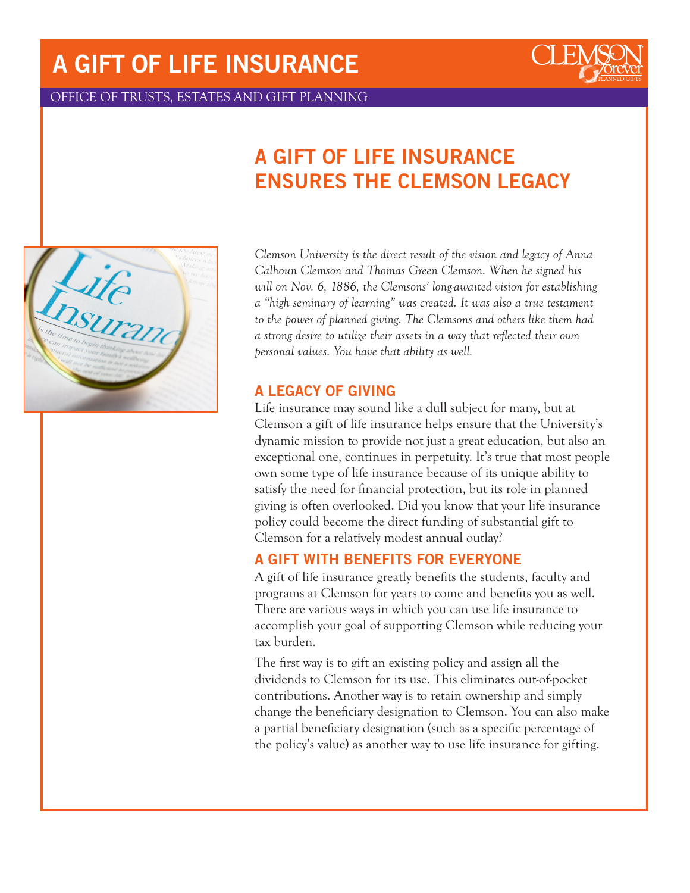# A GIFT OF LIFE INSURANCE

OFFICE OF TRUSTS, ESTATES AND GIFT PLANNING

## A GIFT OF LIFE INSURANCE ENSURES THE CLEMSON LEGACY

*Clemson University is the direct result of the vision and legacy of Anna Calhoun Clemson and Thomas Green Clemson. When he signed his will on Nov. 6, 1886, the Clemsons' long-awaited vision for establishing a "high seminary of learning" was created. It was also a true testament to the power of planned giving. The Clemsons and others like them had a strong desire to utilize their assets in a way that reflected their own personal values. You have that ability as well.*

### A LEGACY OF GIVING

Life insurance may sound like a dull subject for many, but at Clemson a gift of life insurance helps ensure that the University's dynamic mission to provide not just a great education, but also an exceptional one, continues in perpetuity. It's true that most people own some type of life insurance because of its unique ability to satisfy the need for financial protection, but its role in planned giving is often overlooked. Did you know that your life insurance policy could become the direct funding of substantial gift to Clemson for a relatively modest annual outlay?

### A GIFT WITH BENEFITS FOR EVERYONE

A gift of life insurance greatly benefits the students, faculty and programs at Clemson for years to come and benefits you as well. There are various ways in which you can use life insurance to accomplish your goal of supporting Clemson while reducing your tax burden.

The first way is to gift an existing policy and assign all the dividends to Clemson for its use. This eliminates out-of-pocket contributions. Another way is to retain ownership and simply change the beneficiary designation to Clemson. You can also make a partial beneficiary designation (such as a specific percentage of the policy's value) as another way to use life insurance for gifting.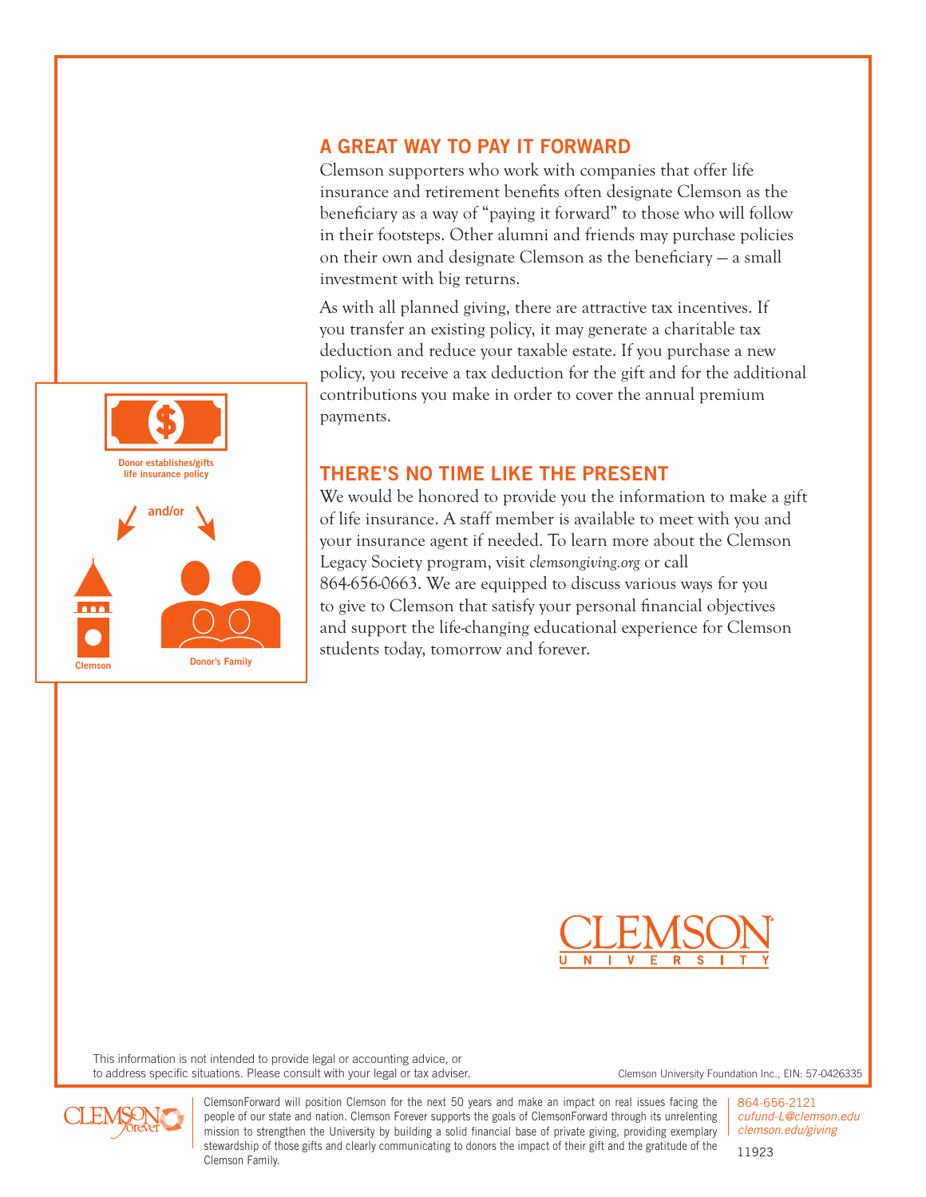## A GREAT WAY TO PAY IT FORWARD

Clemson supporters who work with companies that offer life insurance and retirement benefits often designate Clemson as the beneficiary as a way of "paying it forward" to those who will follow in their footsteps. Other alumni and friends may purchase policies on their own and designate Clemson as the beneficiary — a small investment with big returns.

As with all planned giving, there are attractive tax incentives. If you transfer an existing policy, it may generate a charitable tax deduction and reduce your taxable estate. If you purchase a new policy, you receive a tax deduction for the gift and for the additional contributions you make in order to cover the annual premium payments.

Donor establishes/gifts life insurance policy

and/or

Clemson

Donor's Family

## THERE'S NO TIME LIKE THE PRESENT

We would be honored to provide you the information to make a gift of life insurance. A staff member is available to meet with you and your insurance agent if needed. To learn more about the Clemson Legacy Society program, visit *clemsongiving.org* or call 864-656-0663. We are equipped to discuss various ways for you to give to Clemson that satisfy your personal financial objectives and support the life-changing educational experience for Clemson students today, tomorrow and forever.

CLEMSON UNIVERSITY

This information is not intended to provide legal or accounting advice, or to address specific situations. Please consult with your legal or tax adviser.

Clemson University Foundation Inc., EIN: 57-0426335

ClemsonForward will position Clemson for the next 50 years and make an impact on real issues facing the people of our state and nation. Clemson Forever supports the goals of ClemsonForward through its unrelenting mission to strengthen the University by building a solid financial base of private giving, providing exemplary stewardship of those gifts and clearly communicating to donors the impact of their gift and the gratitude of the Clemson Family.

864-656-2121
*cufund-L@clemson.edu*
*clemson.edu/giving*

11923